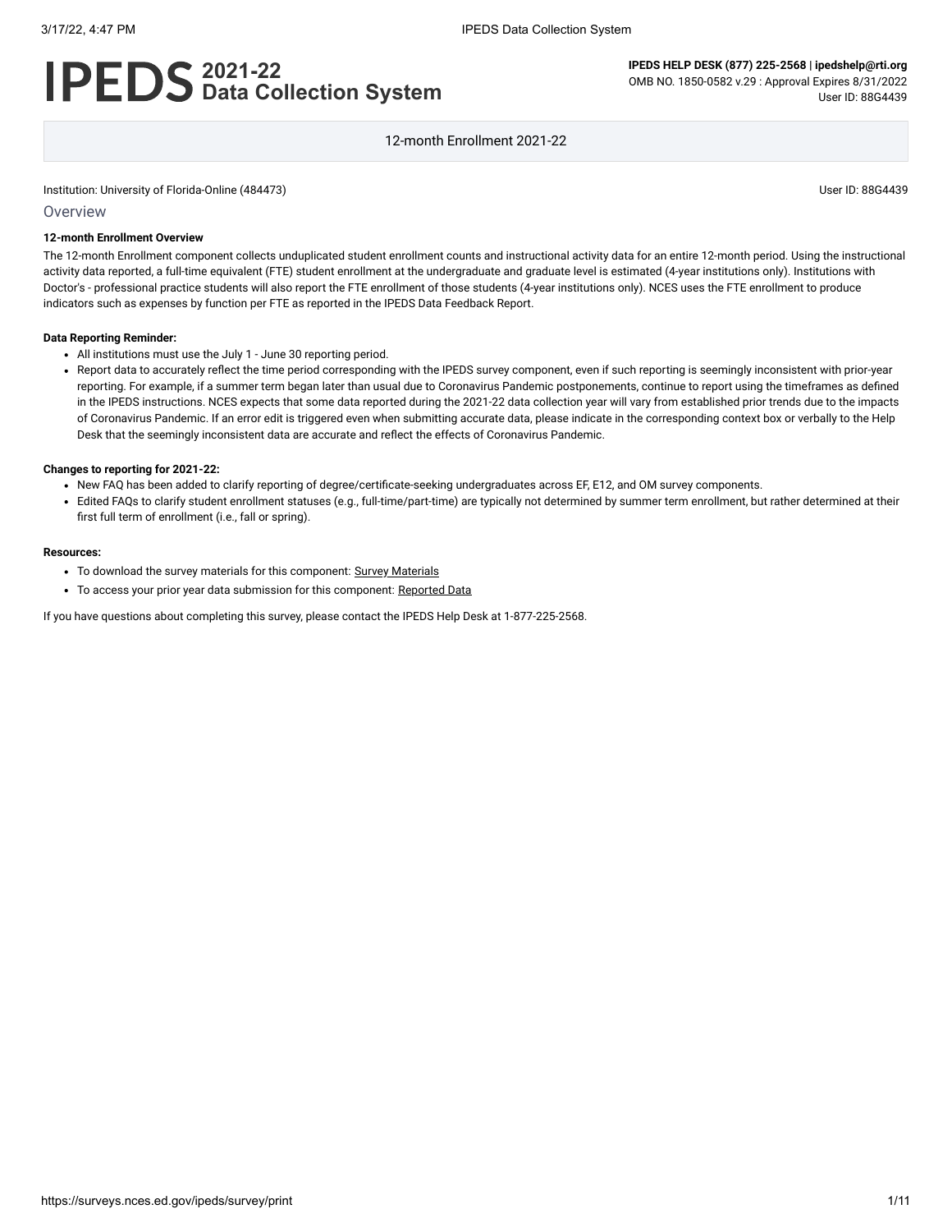# IPEDS 2021-22 Data Collection System

**IPEDS HELP DESK (877) 225-2568 | ipedshelp@rti.org**
OMB NO. 1850-0582 v.29 : Approval Expires 8/31/2022
User ID: 88G4439

12-month Enrollment 2021-22

Institution: University of Florida-Online (484473)

User ID: 88G4439

## Overview

**12-month Enrollment Overview**

The 12-month Enrollment component collects unduplicated student enrollment counts and instructional activity data for an entire 12-month period. Using the instructional activity data reported, a full-time equivalent (FTE) student enrollment at the undergraduate and graduate level is estimated (4-year institutions only). Institutions with Doctor's - professional practice students will also report the FTE enrollment of those students (4-year institutions only). NCES uses the FTE enrollment to produce indicators such as expenses by function per FTE as reported in the IPEDS Data Feedback Report.

**Data Reporting Reminder:**

- All institutions must use the July 1 - June 30 reporting period.
- Report data to accurately reflect the time period corresponding with the IPEDS survey component, even if such reporting is seemingly inconsistent with prior-year reporting. For example, if a summer term began later than usual due to Coronavirus Pandemic postponements, continue to report using the timeframes as defined in the IPEDS instructions. NCES expects that some data reported during the 2021-22 data collection year will vary from established prior trends due to the impacts of Coronavirus Pandemic. If an error edit is triggered even when submitting accurate data, please indicate in the corresponding context box or verbally to the Help Desk that the seemingly inconsistent data are accurate and reflect the effects of Coronavirus Pandemic.

**Changes to reporting for 2021-22:**

- New FAQ has been added to clarify reporting of degree/certificate-seeking undergraduates across EF, E12, and OM survey components.
- Edited FAQs to clarify student enrollment statuses (e.g., full-time/part-time) are typically not determined by summer term enrollment, but rather determined at their first full term of enrollment (i.e., fall or spring).

**Resources:**

- To download the survey materials for this component: Survey Materials
- To access your prior year data submission for this component: Reported Data

If you have questions about completing this survey, please contact the IPEDS Help Desk at 1-877-225-2568.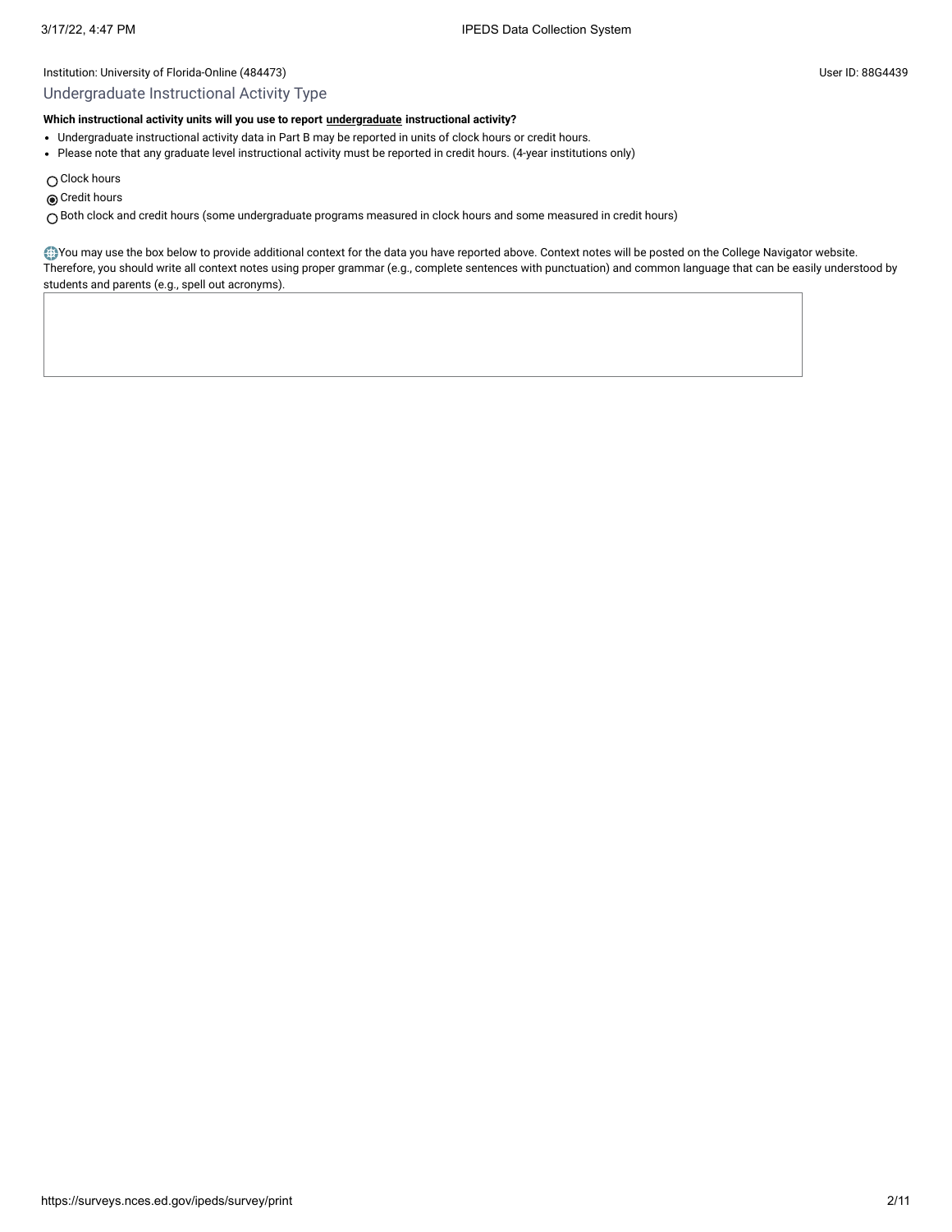Institution: University of Florida-Online (484473)

User ID: 88G4439

## Undergraduate Instructional Activity Type

**Which instructional activity units will you use to report <u>undergraduate</u> instructional activity?**

- Undergraduate instructional activity data in Part B may be reported in units of clock hours or credit hours.
- Please note that any graduate level instructional activity must be reported in credit hours. (4-year institutions only)

○ Clock hours

◉ Credit hours

○ Both clock and credit hours (some undergraduate programs measured in clock hours and some measured in credit hours)

You may use the box below to provide additional context for the data you have reported above. Context notes will be posted on the College Navigator website. Therefore, you should write all context notes using proper grammar (e.g., complete sentences with punctuation) and common language that can be easily understood by students and parents (e.g., spell out acronyms).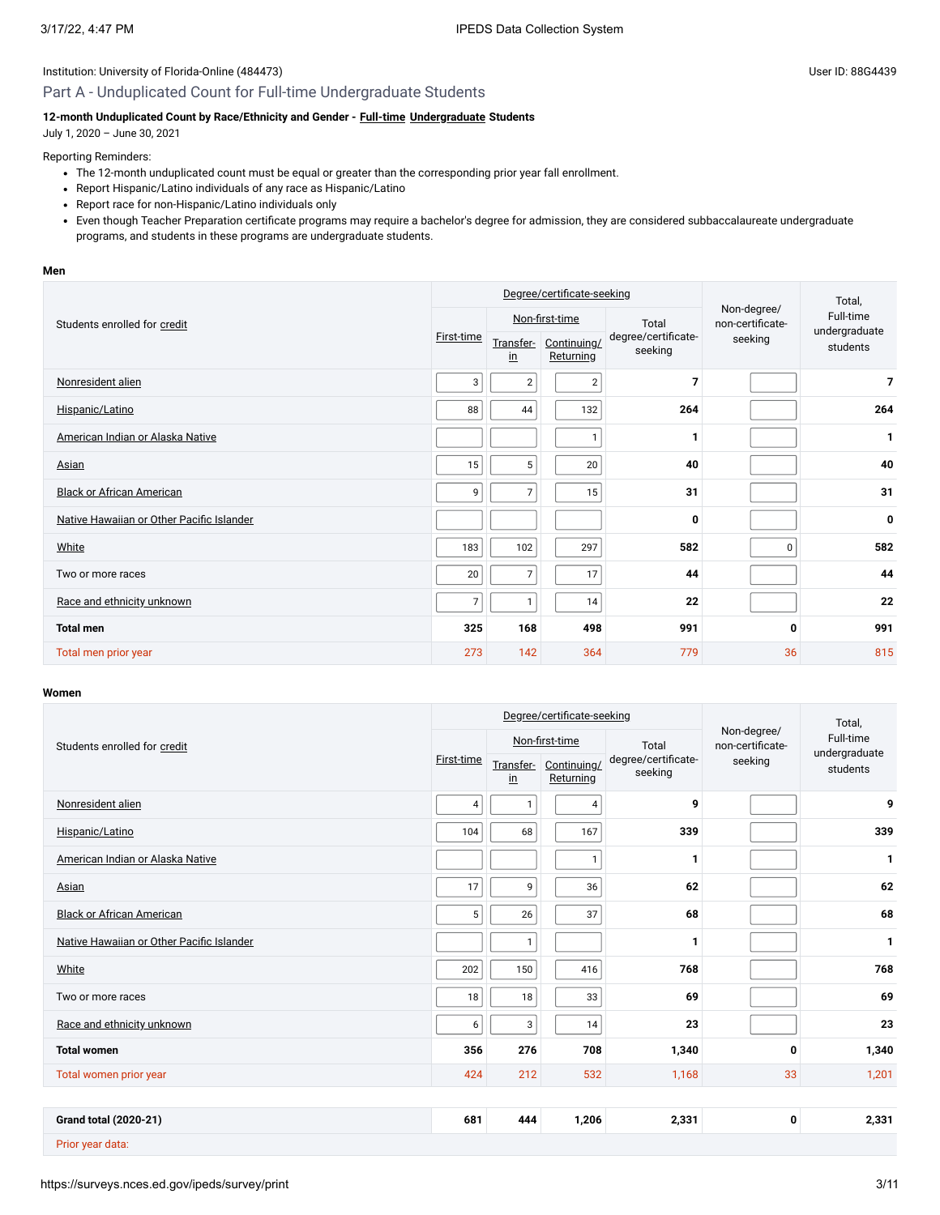Institution: University of Florida-Online (484473)

User ID: 88G4439

## Part A - Unduplicated Count for Full-time Undergraduate Students

**12-month Unduplicated Count by Race/Ethnicity and Gender - Full-time Undergraduate Students**
July 1, 2020 – June 30, 2021

Reporting Reminders:

- The 12-month unduplicated count must be equal or greater than the corresponding prior year fall enrollment.
- Report Hispanic/Latino individuals of any race as Hispanic/Latino
- Report race for non-Hispanic/Latino individuals only
- Even though Teacher Preparation certificate programs may require a bachelor's degree for admission, they are considered subbaccalaureate undergraduate programs, and students in these programs are undergraduate students.

**Men**

| Students enrolled for credit | Degree/certificate-seeking | | | | Non-degree/ non-certificate-seeking | Total, Full-time undergraduate students |
|---|---|---|---|---|---|---|
| | First-time | Non-first-time | | Total degree/certificate-seeking | | |
| | | Transfer-in | Continuing/ Returning | | | |
| Nonresident alien | 3 | 2 | 2 | 7 | | 7 |
| Hispanic/Latino | 88 | 44 | 132 | 264 | | 264 |
| American Indian or Alaska Native | | | 1 | 1 | | 1 |
| Asian | 15 | 5 | 20 | 40 | | 40 |
| Black or African American | 9 | 7 | 15 | 31 | | 31 |
| Native Hawaiian or Other Pacific Islander | | | | 0 | | 0 |
| White | 183 | 102 | 297 | 582 | 0 | 582 |
| Two or more races | 20 | 7 | 17 | 44 | | 44 |
| Race and ethnicity unknown | 7 | 1 | 14 | 22 | | 22 |
| **Total men** | **325** | **168** | **498** | **991** | **0** | **991** |
| Total men prior year | 273 | 142 | 364 | 779 | 36 | 815 |

**Women**

| Students enrolled for credit | Degree/certificate-seeking | | | | Non-degree/ non-certificate-seeking | Total, Full-time undergraduate students |
|---|---|---|---|---|---|---|
| | First-time | Non-first-time | | Total degree/certificate-seeking | | |
| | | Transfer-in | Continuing/ Returning | | | |
| Nonresident alien | 4 | 1 | 4 | 9 | | 9 |
| Hispanic/Latino | 104 | 68 | 167 | 339 | | 339 |
| American Indian or Alaska Native | | | 1 | 1 | | 1 |
| Asian | 17 | 9 | 36 | 62 | | 62 |
| Black or African American | 5 | 26 | 37 | 68 | | 68 |
| Native Hawaiian or Other Pacific Islander | | 1 | | 1 | | 1 |
| White | 202 | 150 | 416 | 768 | | 768 |
| Two or more races | 18 | 18 | 33 | 69 | | 69 |
| Race and ethnicity unknown | 6 | 3 | 14 | 23 | | 23 |
| **Total women** | **356** | **276** | **708** | **1,340** | **0** | **1,340** |
| Total women prior year | 424 | 212 | 532 | 1,168 | 33 | 1,201 |

| | | | | | | |
|---|---|---|---|---|---|---|
| **Grand total (2020-21)** | **681** | **444** | **1,206** | **2,331** | **0** | **2,331** |
| Prior year data: | | | | | | |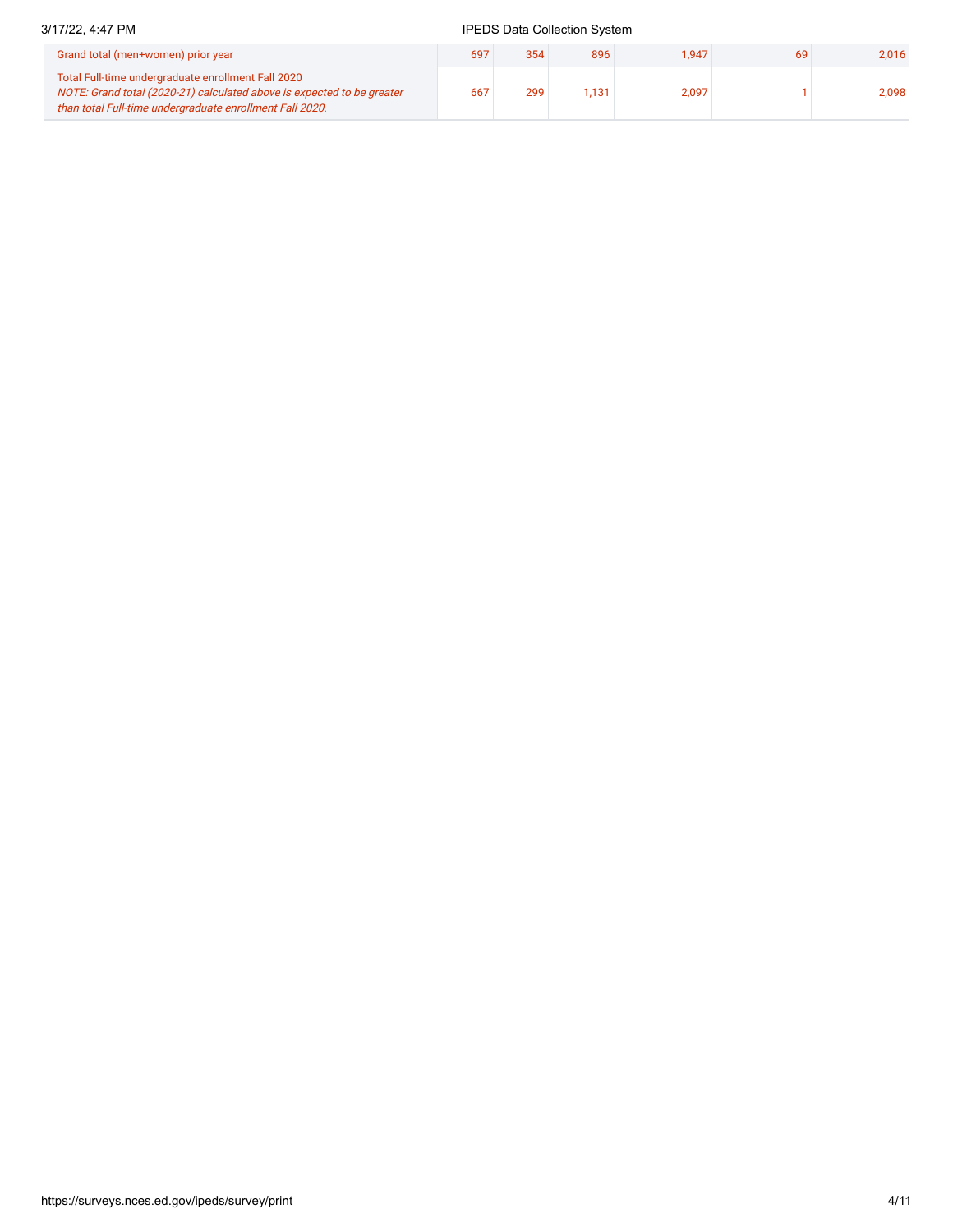| | | | | | | |
|---|---|---|---|---|---|---|
| Grand total (men+women) prior year | 697 | 354 | 896 | 1,947 | 69 | 2,016 |
| Total Full-time undergraduate enrollment Fall 2020 *NOTE: Grand total (2020-21) calculated above is expected to be greater than total Full-time undergraduate enrollment Fall 2020.* | 667 | 299 | 1,131 | 2,097 | 1 | 2,098 |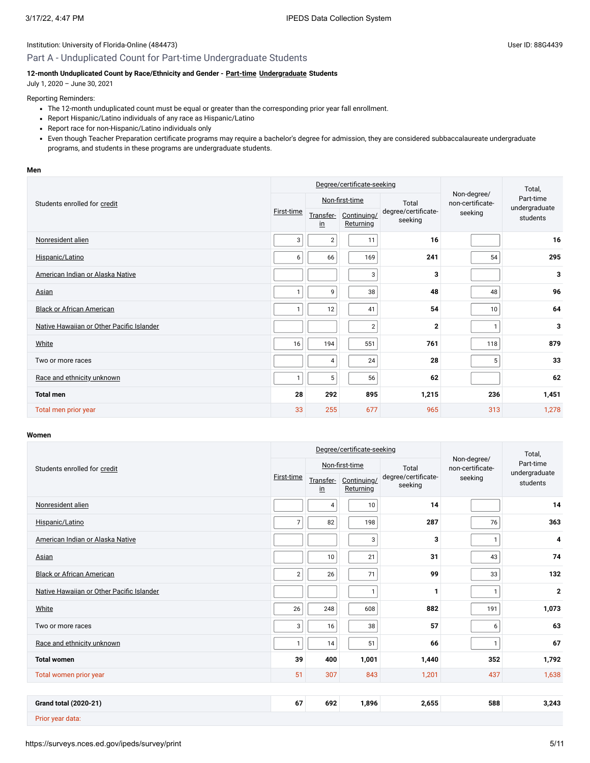Institution: University of Florida-Online (484473)

User ID: 88G4439

## Part A - Unduplicated Count for Part-time Undergraduate Students

**12-month Unduplicated Count by Race/Ethnicity and Gender - Part-time Undergraduate Students**
July 1, 2020 – June 30, 2021

Reporting Reminders:

- The 12-month unduplicated count must be equal or greater than the corresponding prior year fall enrollment.
- Report Hispanic/Latino individuals of any race as Hispanic/Latino
- Report race for non-Hispanic/Latino individuals only
- Even though Teacher Preparation certificate programs may require a bachelor's degree for admission, they are considered subbaccalaureate undergraduate programs, and students in these programs are undergraduate students.

**Men**

| Students enrolled for credit | Degree/certificate-seeking | | | | Non-degree/ non-certificate-seeking | Total, Part-time undergraduate students |
|---|---|---|---|---|---|---|
| | First-time | Non-first-time | | Total degree/certificate-seeking | | |
| | | Transfer-in | Continuing/ Returning | | | |
| Nonresident alien | 3 | 2 | 11 | 16 | | 16 |
| Hispanic/Latino | 6 | 66 | 169 | 241 | 54 | 295 |
| American Indian or Alaska Native | | | 3 | 3 | | 3 |
| Asian | 1 | 9 | 38 | 48 | 48 | 96 |
| Black or African American | 1 | 12 | 41 | 54 | 10 | 64 |
| Native Hawaiian or Other Pacific Islander | | | 2 | 2 | 1 | 3 |
| White | 16 | 194 | 551 | 761 | 118 | 879 |
| Two or more races | | 4 | 24 | 28 | 5 | 33 |
| Race and ethnicity unknown | 1 | 5 | 56 | 62 | | 62 |
| **Total men** | **28** | **292** | **895** | **1,215** | **236** | **1,451** |
| Total men prior year | 33 | 255 | 677 | 965 | 313 | 1,278 |

**Women**

| Students enrolled for credit | Degree/certificate-seeking | | | | Non-degree/ non-certificate-seeking | Total, Part-time undergraduate students |
|---|---|---|---|---|---|---|
| | First-time | Non-first-time | | Total degree/certificate-seeking | | |
| | | Transfer-in | Continuing/ Returning | | | |
| Nonresident alien | | 4 | 10 | 14 | | 14 |
| Hispanic/Latino | 7 | 82 | 198 | 287 | 76 | 363 |
| American Indian or Alaska Native | | | 3 | 3 | 1 | 4 |
| Asian | | 10 | 21 | 31 | 43 | 74 |
| Black or African American | 2 | 26 | 71 | 99 | 33 | 132 |
| Native Hawaiian or Other Pacific Islander | | | 1 | 1 | 1 | 2 |
| White | 26 | 248 | 608 | 882 | 191 | 1,073 |
| Two or more races | 3 | 16 | 38 | 57 | 6 | 63 |
| Race and ethnicity unknown | 1 | 14 | 51 | 66 | 1 | 67 |
| **Total women** | **39** | **400** | **1,001** | **1,440** | **352** | **1,792** |
| Total women prior year | 51 | 307 | 843 | 1,201 | 437 | 1,638 |

| | | | | | | |
|---|---|---|---|---|---|---|
| **Grand total (2020-21)** | **67** | **692** | **1,896** | **2,655** | **588** | **3,243** |
| Prior year data: | | | | | | |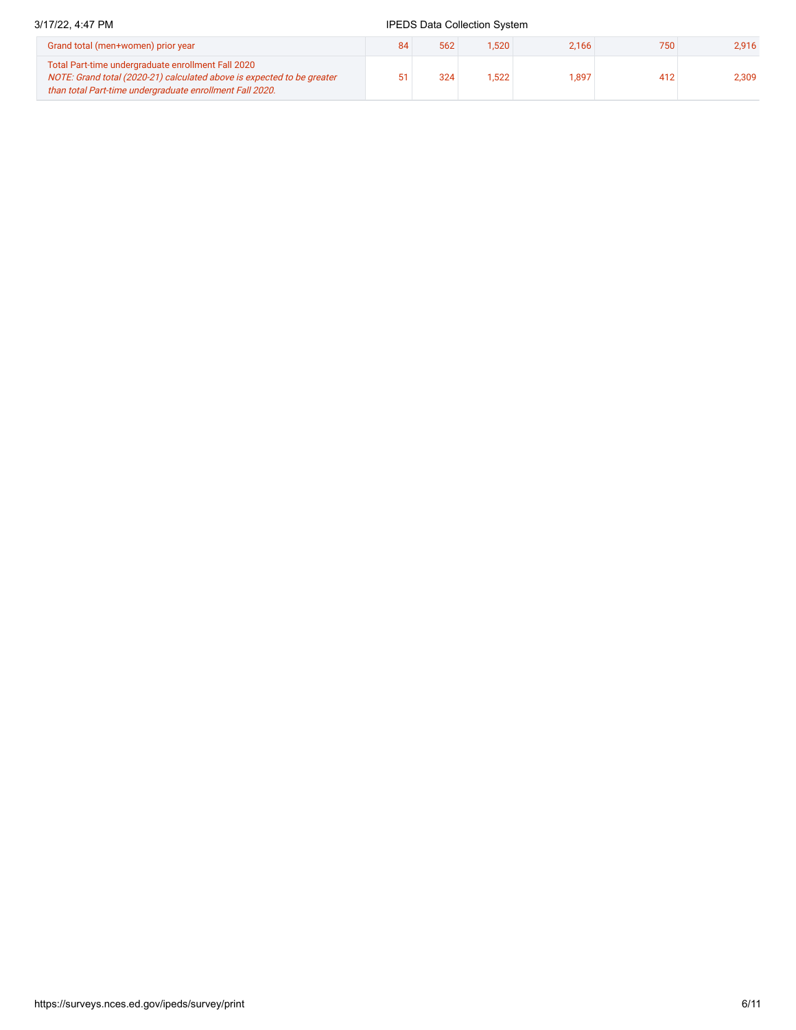| | | | | | | |
|---|---|---|---|---|---|---|
| Grand total (men+women) prior year | 84 | 562 | 1,520 | 2,166 | 750 | 2,916 |
| Total Part-time undergraduate enrollment Fall 2020<br>*NOTE: Grand total (2020-21) calculated above is expected to be greater than total Part-time undergraduate enrollment Fall 2020.* | 51 | 324 | 1,522 | 1,897 | 412 | 2,309 |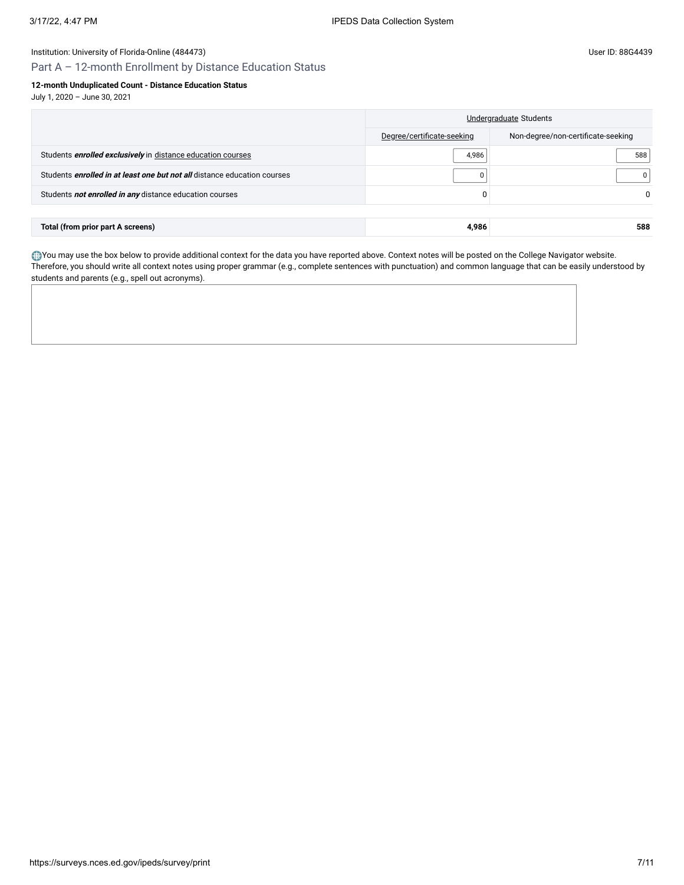Institution: University of Florida-Online (484473)

User ID: 88G4439

## Part A – 12-month Enrollment by Distance Education Status

**12-month Unduplicated Count - Distance Education Status**

July 1, 2020 – June 30, 2021

| | Undergraduate Students | |
|---|---|---|
| | Degree/certificate-seeking | Non-degree/non-certificate-seeking |
| Students ***enrolled exclusively*** in distance education courses | 4,986 | 588 |
| Students ***enrolled in at least one but not all*** distance education courses | 0 | 0 |
| Students ***not enrolled in any*** distance education courses | 0 | 0 |
| **Total (from prior part A screens)** | **4,986** | **588** |

You may use the box below to provide additional context for the data you have reported above. Context notes will be posted on the College Navigator website. Therefore, you should write all context notes using proper grammar (e.g., complete sentences with punctuation) and common language that can be easily understood by students and parents (e.g., spell out acronyms).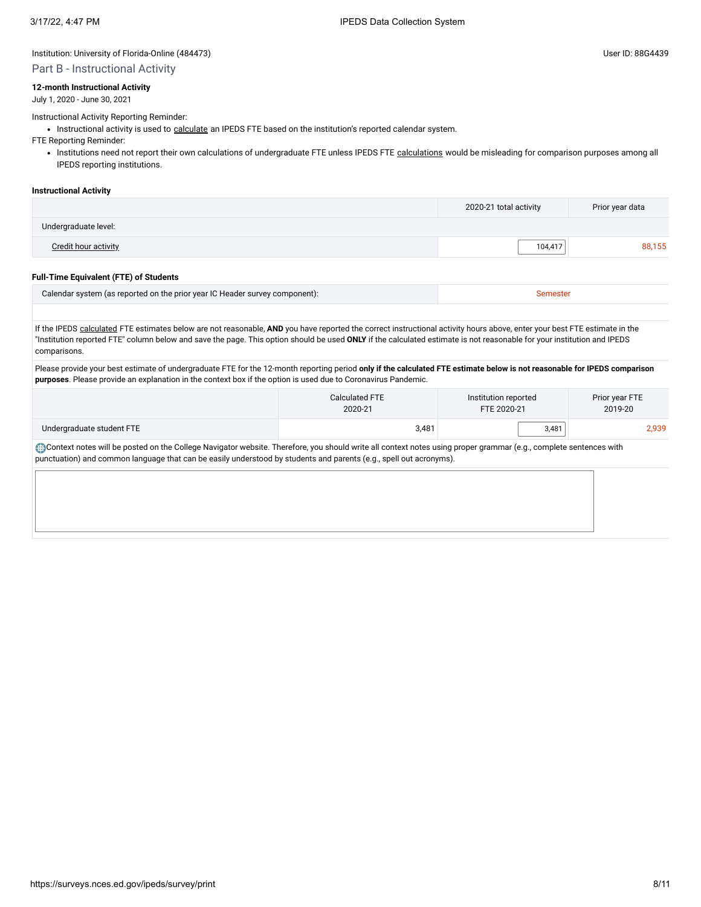Institution: University of Florida-Online (484473)

User ID: 88G4439

## Part B - Instructional Activity

**12-month Instructional Activity**

July 1, 2020 - June 30, 2021

Instructional Activity Reporting Reminder:

- Instructional activity is used to calculate an IPEDS FTE based on the institution's reported calendar system.

FTE Reporting Reminder:

- Institutions need not report their own calculations of undergraduate FTE unless IPEDS FTE calculations would be misleading for comparison purposes among all IPEDS reporting institutions.

**Instructional Activity**

| | 2020-21 total activity | Prior year data |
|---|---|---|
| Undergraduate level: | | |
| Credit hour activity | 104,417 | 88,155 |

**Full-Time Equivalent (FTE) of Students**

| | |
|---|---|
| Calendar system (as reported on the prior year IC Header survey component): | Semester |

If the IPEDS calculated FTE estimates below are not reasonable, **AND** you have reported the correct instructional activity hours above, enter your best FTE estimate in the "Institution reported FTE" column below and save the page. This option should be used **ONLY** if the calculated estimate is not reasonable for your institution and IPEDS comparisons.

Please provide your best estimate of undergraduate FTE for the 12-month reporting period **only if the calculated FTE estimate below is not reasonable for IPEDS comparison purposes**. Please provide an explanation in the context box if the option is used due to Coronavirus Pandemic.

| | Calculated FTE 2020-21 | Institution reported FTE 2020-21 | Prior year FTE 2019-20 |
|---|---|---|---|
| Undergraduate student FTE | 3,481 | 3,481 | 2,939 |

Context notes will be posted on the College Navigator website. Therefore, you should write all context notes using proper grammar (e.g., complete sentences with punctuation) and common language that can be easily understood by students and parents (e.g., spell out acronyms).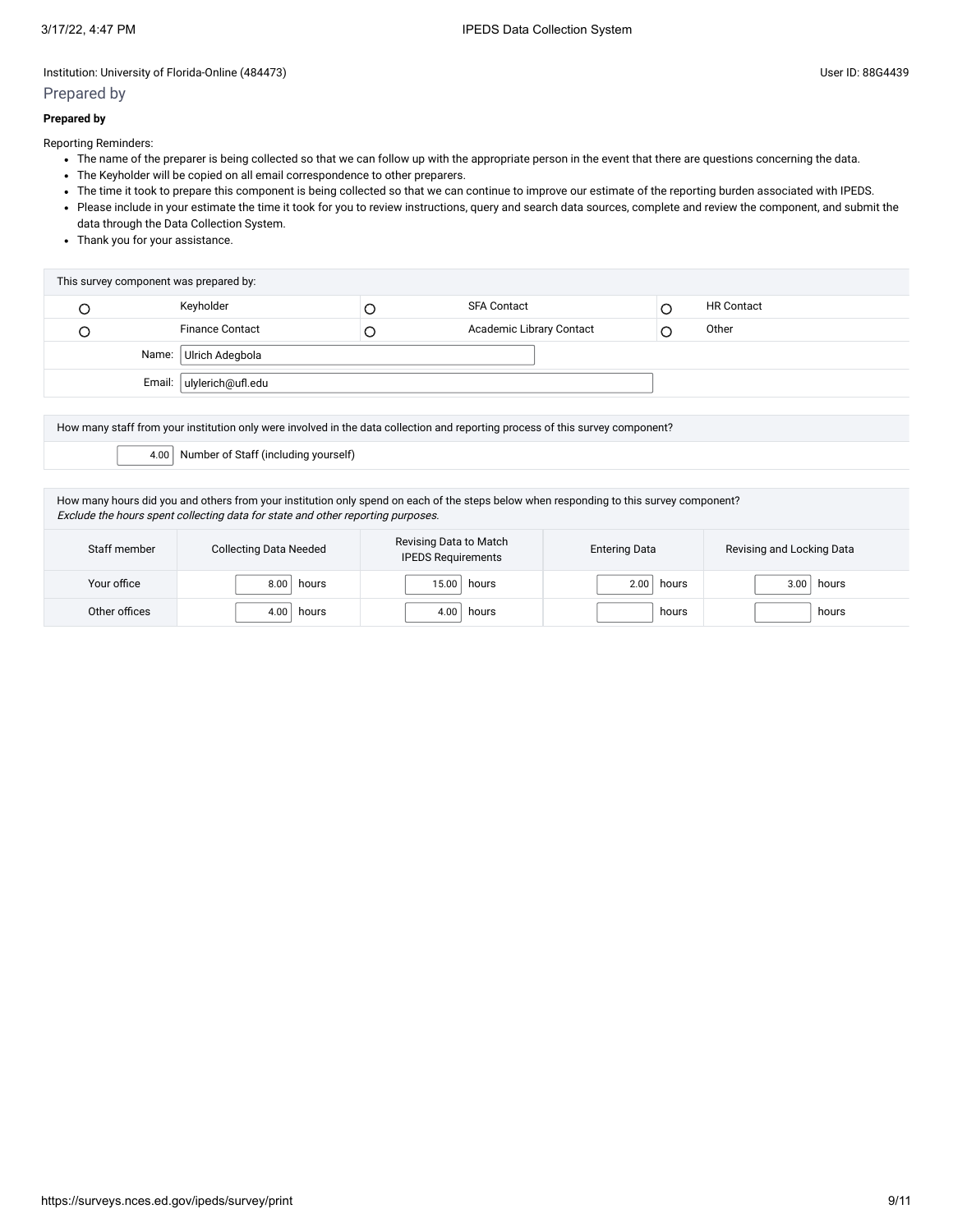Institution: University of Florida-Online (484473)

User ID: 88G4439

## Prepared by

**Prepared by**

Reporting Reminders:

- The name of the preparer is being collected so that we can follow up with the appropriate person in the event that there are questions concerning the data.
- The Keyholder will be copied on all email correspondence to other preparers.
- The time it took to prepare this component is being collected so that we can continue to improve our estimate of the reporting burden associated with IPEDS.
- Please include in your estimate the time it took for you to review instructions, query and search data sources, complete and review the component, and submit the data through the Data Collection System.
- Thank you for your assistance.

| This survey component was prepared by: | | | | | |
|---|---|---|---|---|---|
| ○ | Keyholder | ○ | SFA Contact | ○ | HR Contact |
| ○ | Finance Contact | ○ | Academic Library Contact | ○ | Other |
| Name: | Ulrich Adegbola | | | | |
| Email: | ulylerich@ufl.edu | | | | |

How many staff from your institution only were involved in the data collection and reporting process of this survey component?

4.00 Number of Staff (including yourself)

How many hours did you and others from your institution only spend on each of the steps below when responding to this survey component?
*Exclude the hours spent collecting data for state and other reporting purposes.*

| Staff member | Collecting Data Needed | Revising Data to Match IPEDS Requirements | Entering Data | Revising and Locking Data |
|---|---|---|---|---|
| Your office | 8.00 hours | 15.00 hours | 2.00 hours | 3.00 hours |
| Other offices | 4.00 hours | 4.00 hours | hours | hours |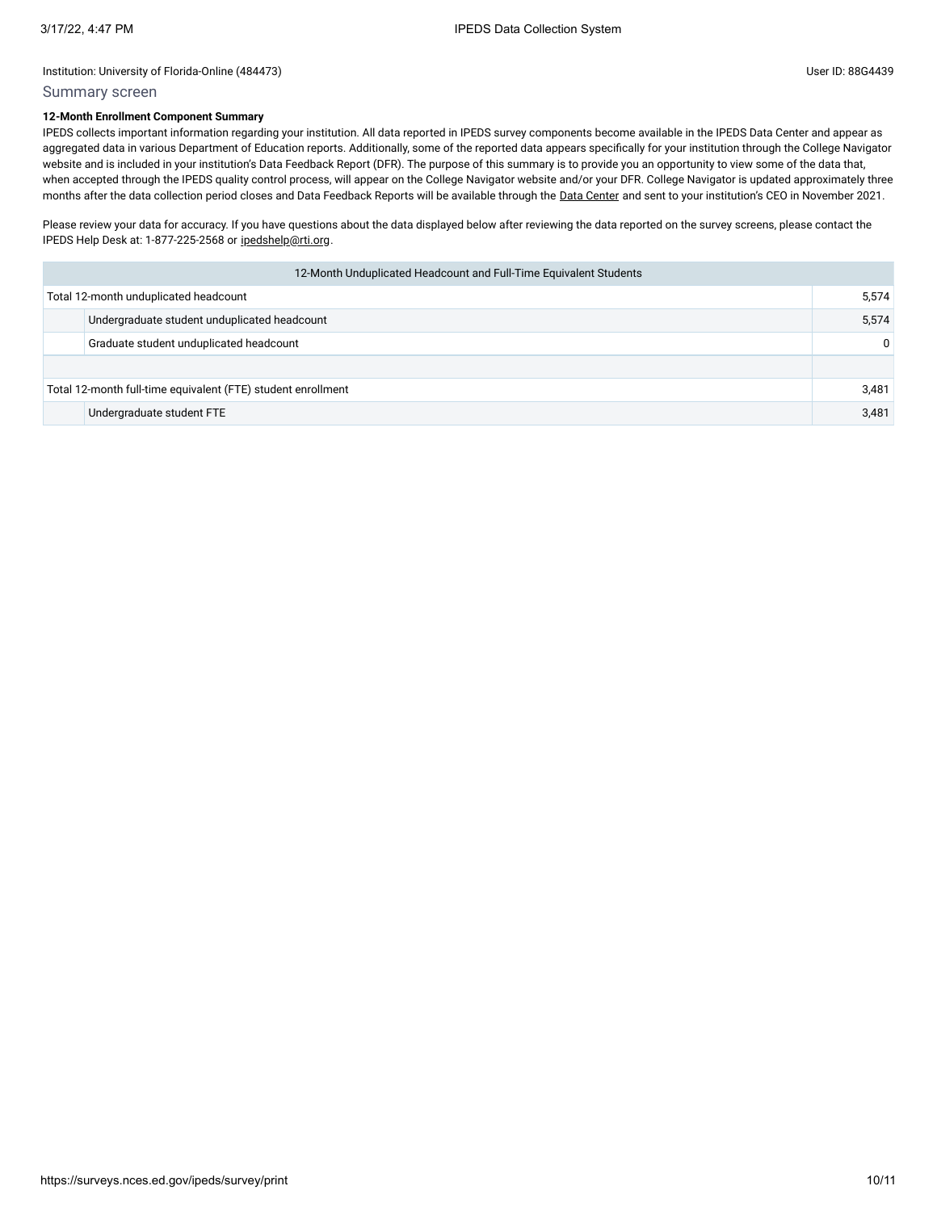Institution: University of Florida-Online (484473)

User ID: 88G4439

## Summary screen

**12-Month Enrollment Component Summary**

IPEDS collects important information regarding your institution. All data reported in IPEDS survey components become available in the IPEDS Data Center and appear as aggregated data in various Department of Education reports. Additionally, some of the reported data appears specifically for your institution through the College Navigator website and is included in your institution's Data Feedback Report (DFR). The purpose of this summary is to provide you an opportunity to view some of the data that, when accepted through the IPEDS quality control process, will appear on the College Navigator website and/or your DFR. College Navigator is updated approximately three months after the data collection period closes and Data Feedback Reports will be available through the Data Center and sent to your institution's CEO in November 2021.

Please review your data for accuracy. If you have questions about the data displayed below after reviewing the data reported on the survey screens, please contact the IPEDS Help Desk at: 1-877-225-2568 or ipedshelp@rti.org.

| 12-Month Unduplicated Headcount and Full-Time Equivalent Students | | |
|---|---|---|
| Total 12-month unduplicated headcount | | 5,574 |
| | Undergraduate student unduplicated headcount | 5,574 |
| | Graduate student unduplicated headcount | 0 |
| | | |
| Total 12-month full-time equivalent (FTE) student enrollment | | 3,481 |
| | Undergraduate student FTE | 3,481 |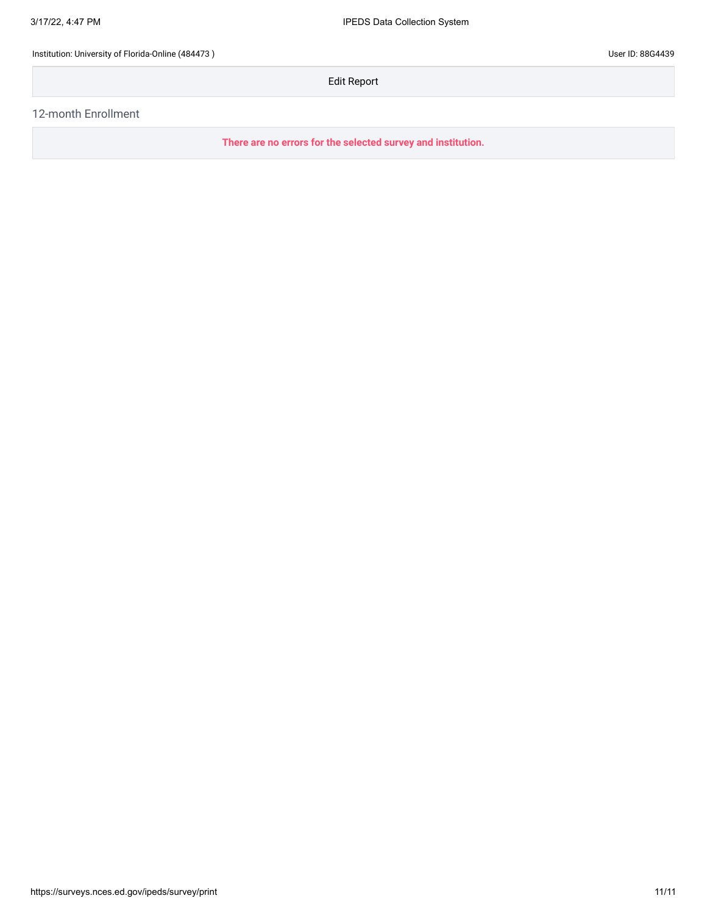Institution: University of Florida-Online (484473 ) User ID: 88G4439

Edit Report

## 12-month Enrollment

**There are no errors for the selected survey and institution.**